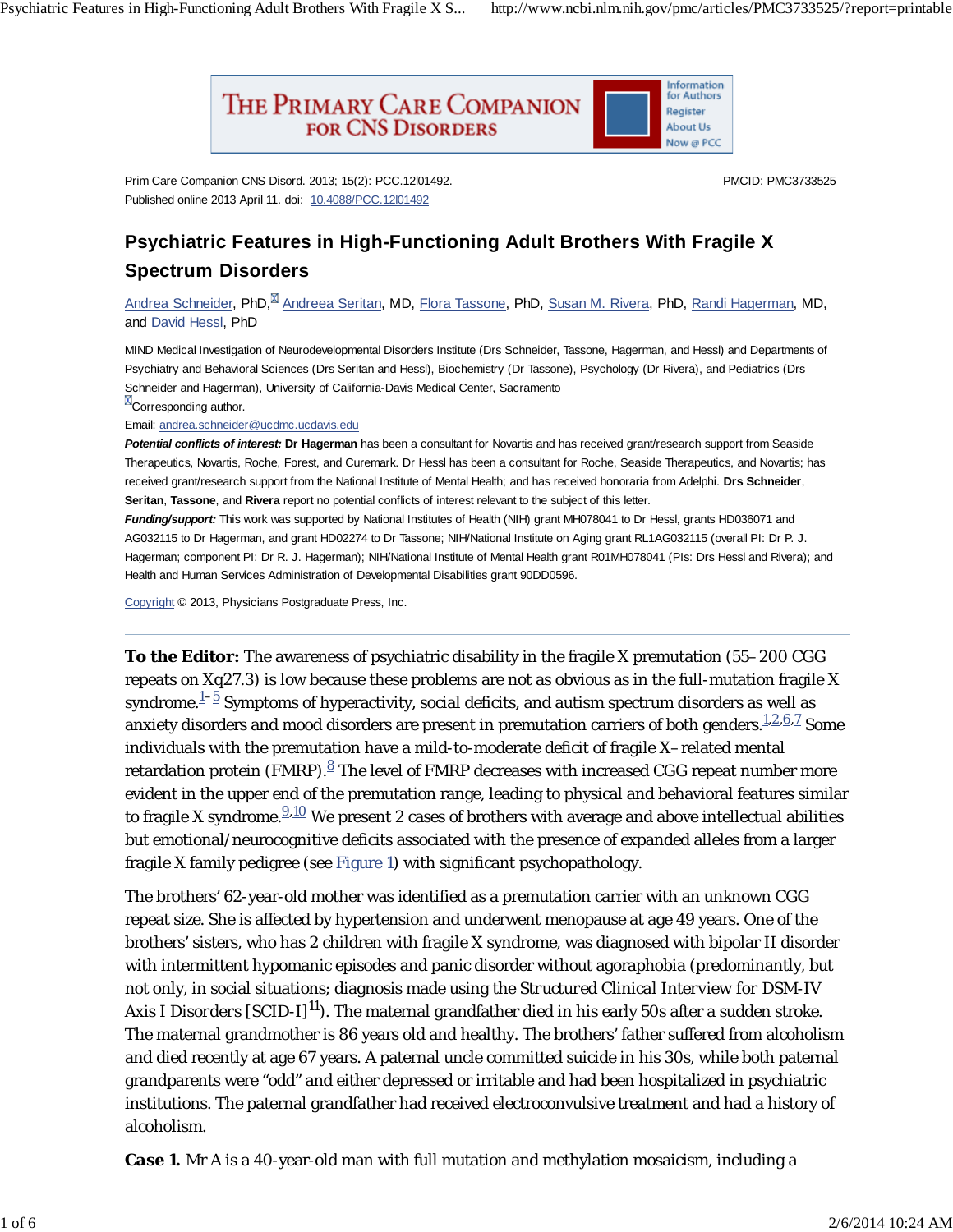Prim Care Companion CNS Disord. 2013; 15(2): PCC.12l01492.

Published online 2013 April 11. doi: 10.4088/PCC.12l01492

PMCID: PMC3733525

# Psychiatric Features in High-Functioning Adult Brothers With Fragile X Spectrum Disorders

Andrea Schneider, PhD, Andreea Seritan, MD, Flora Tassone, PhD, Susan M. Rivera, PhD, Randi Hagerman, MD, and David Hessl, PhD

MIND Medical Investigation of Neurodevelopmental Disorders Institute (Drs Schneider, Tassone, Hagerman, and Hessl) and Departments of Psychiatry and Behavioral Sciences (Drs Seritan and Hessl), Biochemistry (Dr Tassone), Psychology (Dr Rivera), and Pediatrics (Drs Schneider and Hagerman), University of California-Davis Medical Center, Sacramento

Corresponding author.

Email: andrea.schneider@ucdmc.ucdavis.edu

***Potential conflicts of interest:*** **Dr Hagerman** has been a consultant for Novartis and has received grant/research support from Seaside Therapeutics, Novartis, Roche, Forest, and Curemark. Dr Hessl has been a consultant for Roche, Seaside Therapeutics, and Novartis; has received grant/research support from the National Institute of Mental Health; and has received honoraria from Adelphi. **Drs Schneider**, **Seritan**, **Tassone**, and **Rivera** report no potential conflicts of interest relevant to the subject of this letter.

***Funding/support:*** This work was supported by National Institutes of Health (NIH) grant MH078041 to Dr Hessl, grants HD036071 and AG032115 to Dr Hagerman, and grant HD02274 to Dr Tassone; NIH/National Institute on Aging grant RL1AG032115 (overall PI: Dr P. J. Hagerman; component PI: Dr R. J. Hagerman); NIH/National Institute of Mental Health grant R01MH078041 (PIs: Drs Hessl and Rivera); and Health and Human Services Administration of Developmental Disabilities grant 90DD0596.

Copyright © 2013, Physicians Postgraduate Press, Inc.

---

**To the Editor:** The awareness of psychiatric disability in the fragile X premutation (55–200 CGG repeats on Xq27.3) is low because these problems are not as obvious as in the full-mutation fragile X syndrome.[1–5] Symptoms of hyperactivity, social deficits, and autism spectrum disorders as well as anxiety disorders and mood disorders are present in premutation carriers of both genders.[1,2,6,7] Some individuals with the premutation have a mild-to-moderate deficit of fragile X–related mental retardation protein (FMRP).[8] The level of FMRP decreases with increased CGG repeat number more evident in the upper end of the premutation range, leading to physical and behavioral features similar to fragile X syndrome.[9,10] We present 2 cases of brothers with average and above intellectual abilities but emotional/neurocognitive deficits associated with the presence of expanded alleles from a larger fragile X family pedigree (see Figure 1) with significant psychopathology.

The brothers' 62-year-old mother was identified as a premutation carrier with an unknown CGG repeat size. She is affected by hypertension and underwent menopause at age 49 years. One of the brothers' sisters, who has 2 children with fragile X syndrome, was diagnosed with bipolar II disorder with intermittent hypomanic episodes and panic disorder without agoraphobia (predominantly, but not only, in social situations; diagnosis made using the Structured Clinical Interview for DSM-IV Axis I Disorders [SCID-I][11]). The maternal grandfather died in his early 50s after a sudden stroke. The maternal grandmother is 86 years old and healthy. The brothers' father suffered from alcoholism and died recently at age 67 years. A paternal uncle committed suicide in his 30s, while both paternal grandparents were "odd" and either depressed or irritable and had been hospitalized in psychiatric institutions. The paternal grandfather had received electroconvulsive treatment and had a history of alcoholism.

**Case 1.** Mr A is a 40-year-old man with full mutation and methylation mosaicism, including a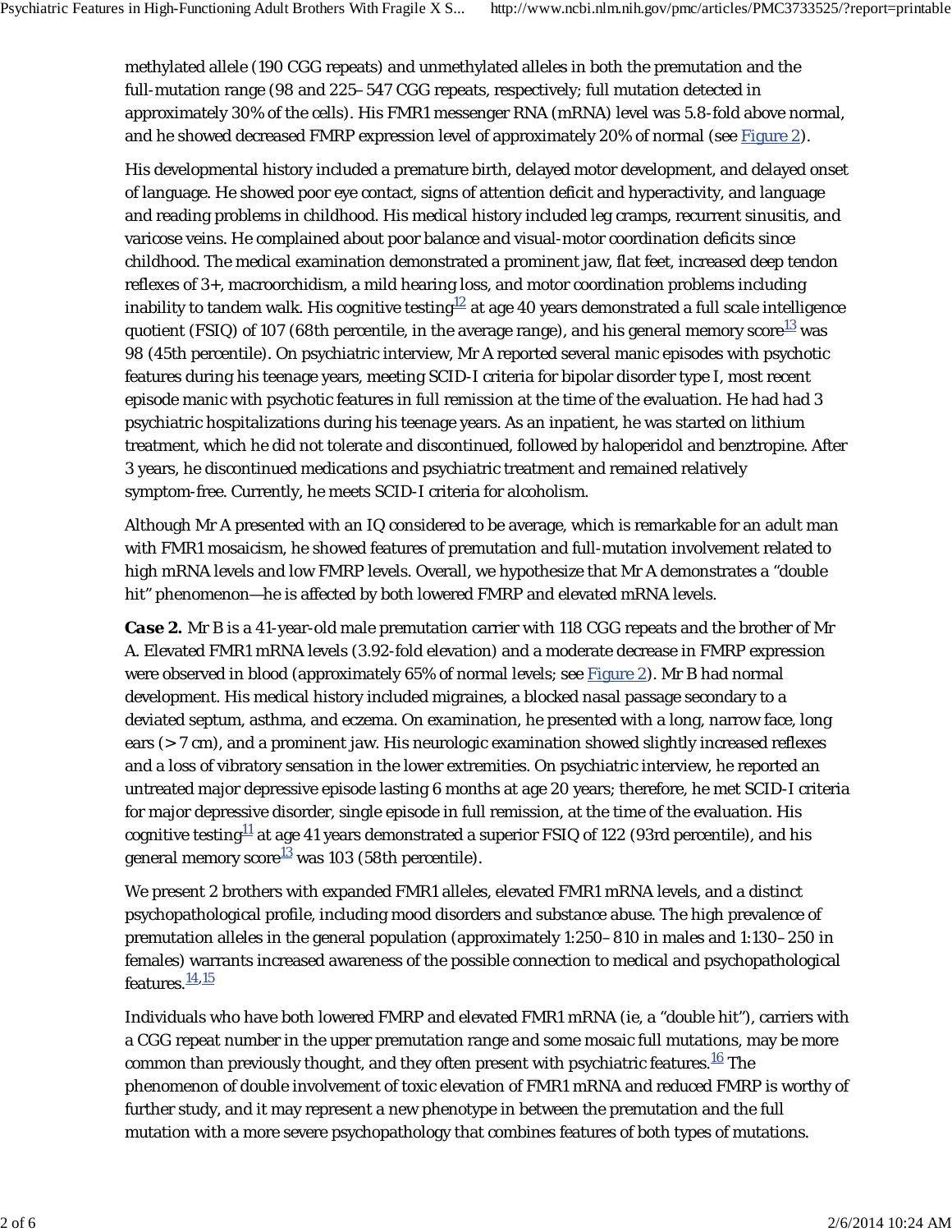methylated allele (190 CGG repeats) and unmethylated alleles in both the premutation and the full-mutation range (98 and 225–547 CGG repeats, respectively; full mutation detected in approximately 30% of the cells). His FMR1 messenger RNA (mRNA) level was 5.8-fold above normal, and he showed decreased FMRP expression level of approximately 20% of normal (see Figure 2).

His developmental history included a premature birth, delayed motor development, and delayed onset of language. He showed poor eye contact, signs of attention deficit and hyperactivity, and language and reading problems in childhood. His medical history included leg cramps, recurrent sinusitis, and varicose veins. He complained about poor balance and visual-motor coordination deficits since childhood. The medical examination demonstrated a prominent jaw, flat feet, increased deep tendon reflexes of 3+, macroorchidism, a mild hearing loss, and motor coordination problems including inability to tandem walk. His cognitive testing[12] at age 40 years demonstrated a full scale intelligence quotient (FSIQ) of 107 (68th percentile, in the average range), and his general memory score[13] was 98 (45th percentile). On psychiatric interview, Mr A reported several manic episodes with psychotic features during his teenage years, meeting SCID-I criteria for bipolar disorder type I, most recent episode manic with psychotic features in full remission at the time of the evaluation. He had had 3 psychiatric hospitalizations during his teenage years. As an inpatient, he was started on lithium treatment, which he did not tolerate and discontinued, followed by haloperidol and benztropine. After 3 years, he discontinued medications and psychiatric treatment and remained relatively symptom-free. Currently, he meets SCID-I criteria for alcoholism.

Although Mr A presented with an IQ considered to be average, which is remarkable for an adult man with FMR1 mosaicism, he showed features of premutation and full-mutation involvement related to high mRNA levels and low FMRP levels. Overall, we hypothesize that Mr A demonstrates a "double hit" phenomenon—he is affected by both lowered FMRP and elevated mRNA levels.

***Case 2.*** Mr B is a 41-year-old male premutation carrier with 118 CGG repeats and the brother of Mr A. Elevated FMR1 mRNA levels (3.92-fold elevation) and a moderate decrease in FMRP expression were observed in blood (approximately 65% of normal levels; see Figure 2). Mr B had normal development. His medical history included migraines, a blocked nasal passage secondary to a deviated septum, asthma, and eczema. On examination, he presented with a long, narrow face, long ears (> 7 cm), and a prominent jaw. His neurologic examination showed slightly increased reflexes and a loss of vibratory sensation in the lower extremities. On psychiatric interview, he reported an untreated major depressive episode lasting 6 months at age 20 years; therefore, he met SCID-I criteria for major depressive disorder, single episode in full remission, at the time of the evaluation. His cognitive testing[11] at age 41 years demonstrated a superior FSIQ of 122 (93rd percentile), and his general memory score[13] was 103 (58th percentile).

We present 2 brothers with expanded FMR1 alleles, elevated FMR1 mRNA levels, and a distinct psychopathological profile, including mood disorders and substance abuse. The high prevalence of premutation alleles in the general population (approximately 1:250–810 in males and 1:130–250 in females) warrants increased awareness of the possible connection to medical and psychopathological features.[14,15]

Individuals who have both lowered FMRP and elevated FMR1 mRNA (ie, a "double hit"), carriers with a CGG repeat number in the upper premutation range and some mosaic full mutations, may be more common than previously thought, and they often present with psychiatric features.[16] The phenomenon of double involvement of toxic elevation of FMR1 mRNA and reduced FMRP is worthy of further study, and it may represent a new phenotype in between the premutation and the full mutation with a more severe psychopathology that combines features of both types of mutations.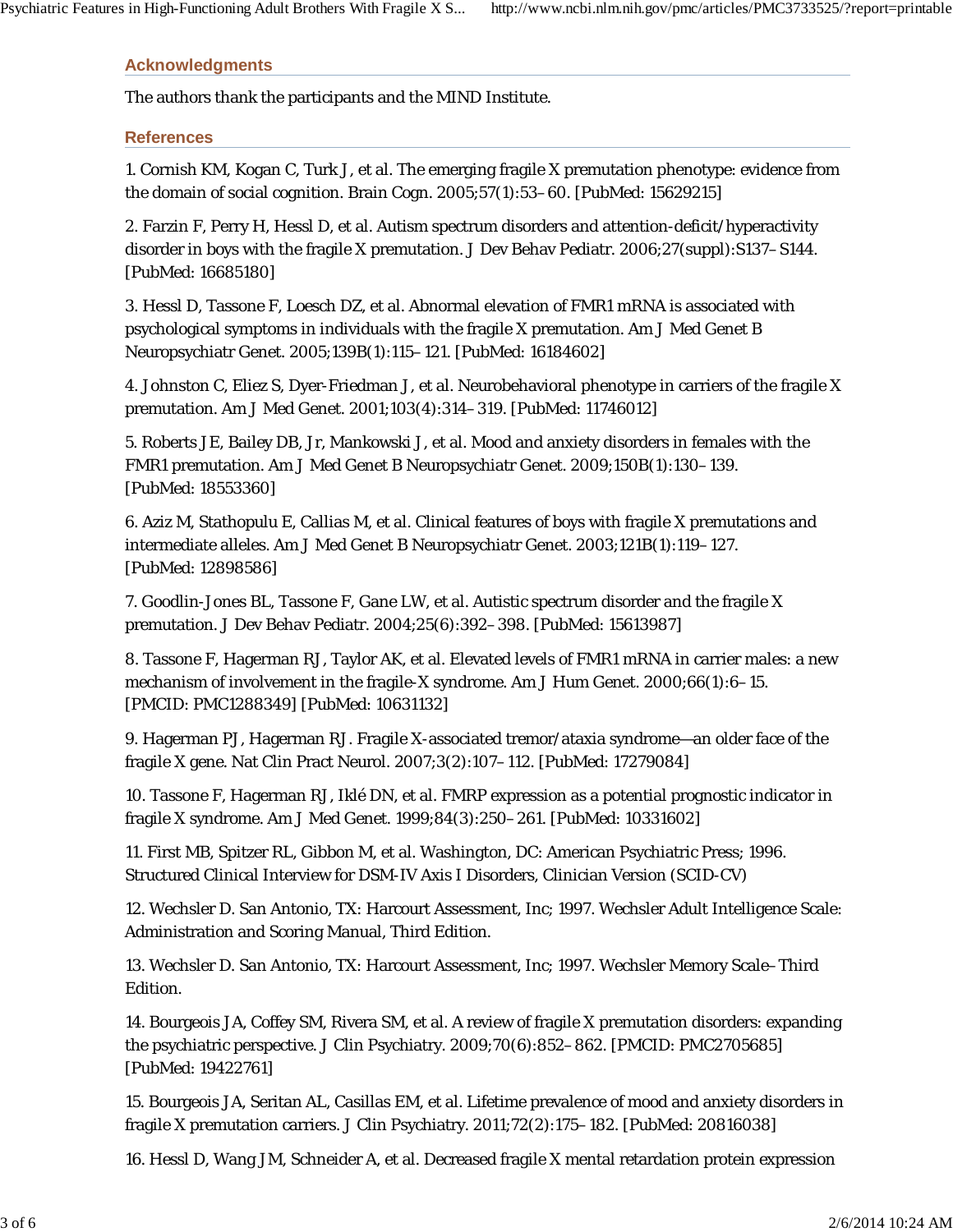## Acknowledgments

The authors thank the participants and the MIND Institute.

## References

1. Cornish KM, Kogan C, Turk J, et al. The emerging fragile X premutation phenotype: evidence from the domain of social cognition. Brain Cogn. 2005;57(1):53–60. [PubMed: 15629215]

2. Farzin F, Perry H, Hessl D, et al. Autism spectrum disorders and attention-deficit/hyperactivity disorder in boys with the fragile X premutation. J Dev Behav Pediatr. 2006;27(suppl):S137–S144. [PubMed: 16685180]

3. Hessl D, Tassone F, Loesch DZ, et al. Abnormal elevation of FMR1 mRNA is associated with psychological symptoms in individuals with the fragile X premutation. Am J Med Genet B Neuropsychiatr Genet. 2005;139B(1):115–121. [PubMed: 16184602]

4. Johnston C, Eliez S, Dyer-Friedman J, et al. Neurobehavioral phenotype in carriers of the fragile X premutation. Am J Med Genet. 2001;103(4):314–319. [PubMed: 11746012]

5. Roberts JE, Bailey DB, Jr, Mankowski J, et al. Mood and anxiety disorders in females with the FMR1 premutation. Am J Med Genet B Neuropsychiatr Genet. 2009;150B(1):130–139. [PubMed: 18553360]

6. Aziz M, Stathopulu E, Callias M, et al. Clinical features of boys with fragile X premutations and intermediate alleles. Am J Med Genet B Neuropsychiatr Genet. 2003;121B(1):119–127. [PubMed: 12898586]

7. Goodlin-Jones BL, Tassone F, Gane LW, et al. Autistic spectrum disorder and the fragile X premutation. J Dev Behav Pediatr. 2004;25(6):392–398. [PubMed: 15613987]

8. Tassone F, Hagerman RJ, Taylor AK, et al. Elevated levels of FMR1 mRNA in carrier males: a new mechanism of involvement in the fragile-X syndrome. Am J Hum Genet. 2000;66(1):6–15. [PMCID: PMC1288349] [PubMed: 10631132]

9. Hagerman PJ, Hagerman RJ. Fragile X-associated tremor/ataxia syndrome—an older face of the fragile X gene. Nat Clin Pract Neurol. 2007;3(2):107–112. [PubMed: 17279084]

10. Tassone F, Hagerman RJ, Iklé DN, et al. FMRP expression as a potential prognostic indicator in fragile X syndrome. Am J Med Genet. 1999;84(3):250–261. [PubMed: 10331602]

11. First MB, Spitzer RL, Gibbon M, et al. Washington, DC: American Psychiatric Press; 1996. Structured Clinical Interview for DSM-IV Axis I Disorders, Clinician Version (SCID-CV)

12. Wechsler D. San Antonio, TX: Harcourt Assessment, Inc; 1997. Wechsler Adult Intelligence Scale: Administration and Scoring Manual, Third Edition.

13. Wechsler D. San Antonio, TX: Harcourt Assessment, Inc; 1997. Wechsler Memory Scale–Third Edition.

14. Bourgeois JA, Coffey SM, Rivera SM, et al. A review of fragile X premutation disorders: expanding the psychiatric perspective. J Clin Psychiatry. 2009;70(6):852–862. [PMCID: PMC2705685] [PubMed: 19422761]

15. Bourgeois JA, Seritan AL, Casillas EM, et al. Lifetime prevalence of mood and anxiety disorders in fragile X premutation carriers. J Clin Psychiatry. 2011;72(2):175–182. [PubMed: 20816038]

16. Hessl D, Wang JM, Schneider A, et al. Decreased fragile X mental retardation protein expression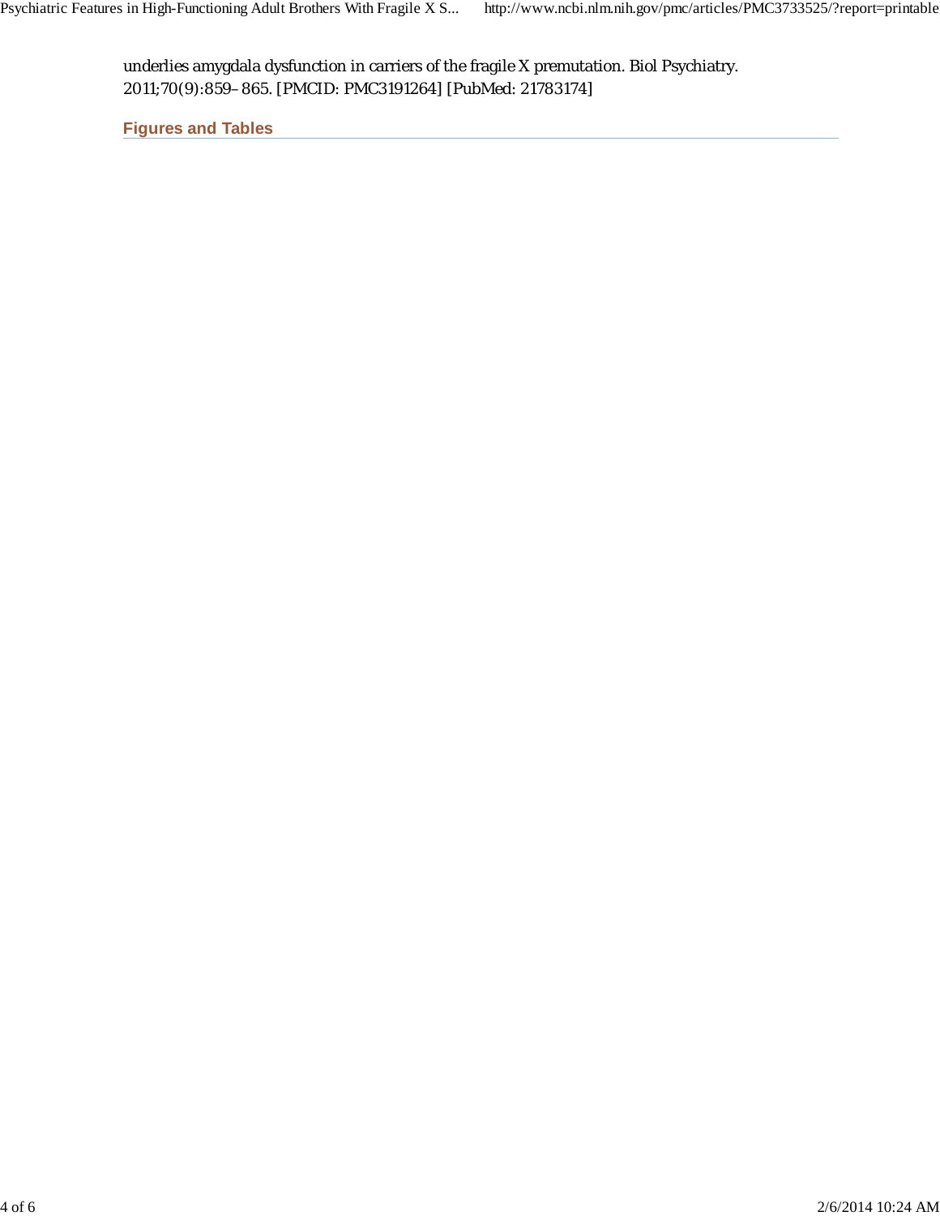underlies amygdala dysfunction in carriers of the fragile X premutation. Biol Psychiatry. 2011;70(9):859–865. [PMCID: PMC3191264] [PubMed: 21783174]

## Figures and Tables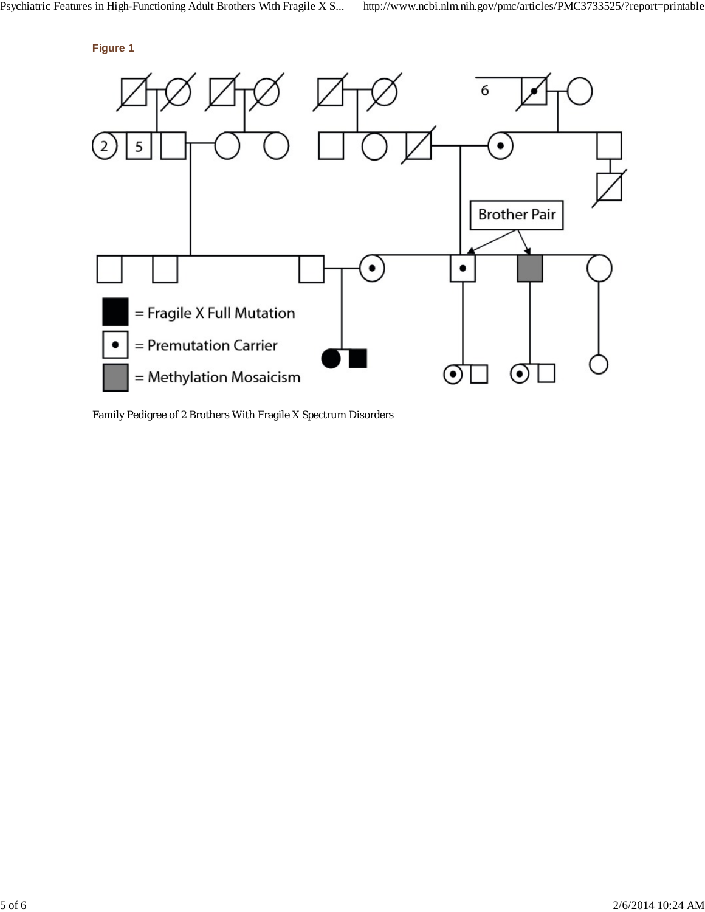**Figure 1**

Brother Pair

= Fragile X Full Mutation

= Premutation Carrier

= Methylation Mosaicism

Family Pedigree of 2 Brothers With Fragile X Spectrum Disorders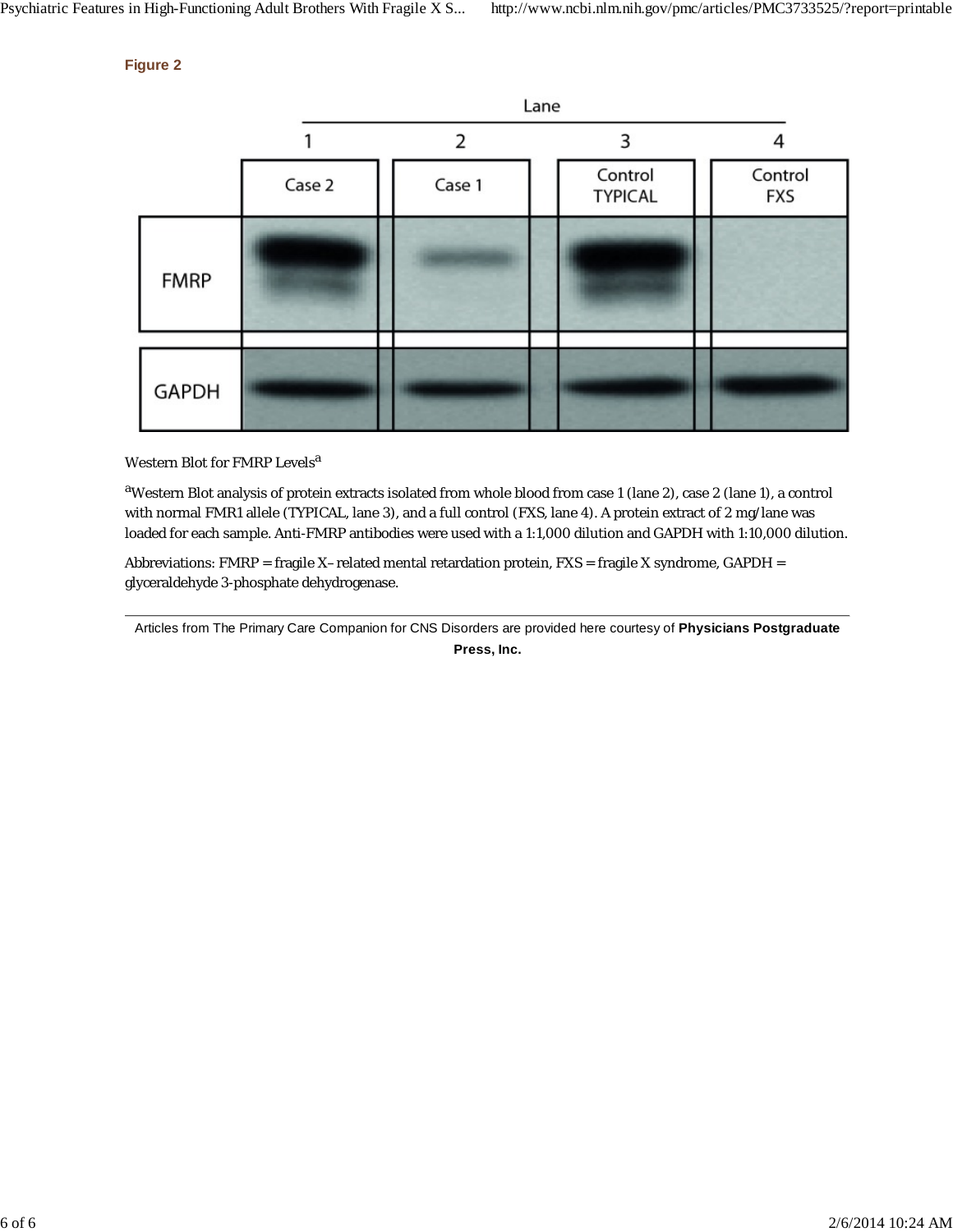**Figure 2**

Lane

1 2 3 4

Case 2

Case 1

Control TYPICAL

Control FXS

FMRP

GAPDH

Western Blot for FMRP Levels[a]

[a]Western Blot analysis of protein extracts isolated from whole blood from case 1 (lane 2), case 2 (lane 1), a control with normal FMR1 allele (TYPICAL, lane 3), and a full control (FXS, lane 4). A protein extract of 2 mg/lane was loaded for each sample. Anti-FMRP antibodies were used with a 1:1,000 dilution and GAPDH with 1:10,000 dilution.

Abbreviations: FMRP = fragile X–related mental retardation protein, FXS = fragile X syndrome, GAPDH = glyceraldehyde 3-phosphate dehydrogenase.

---

Articles from The Primary Care Companion for CNS Disorders are provided here courtesy of **Physicians Postgraduate Press, Inc.**